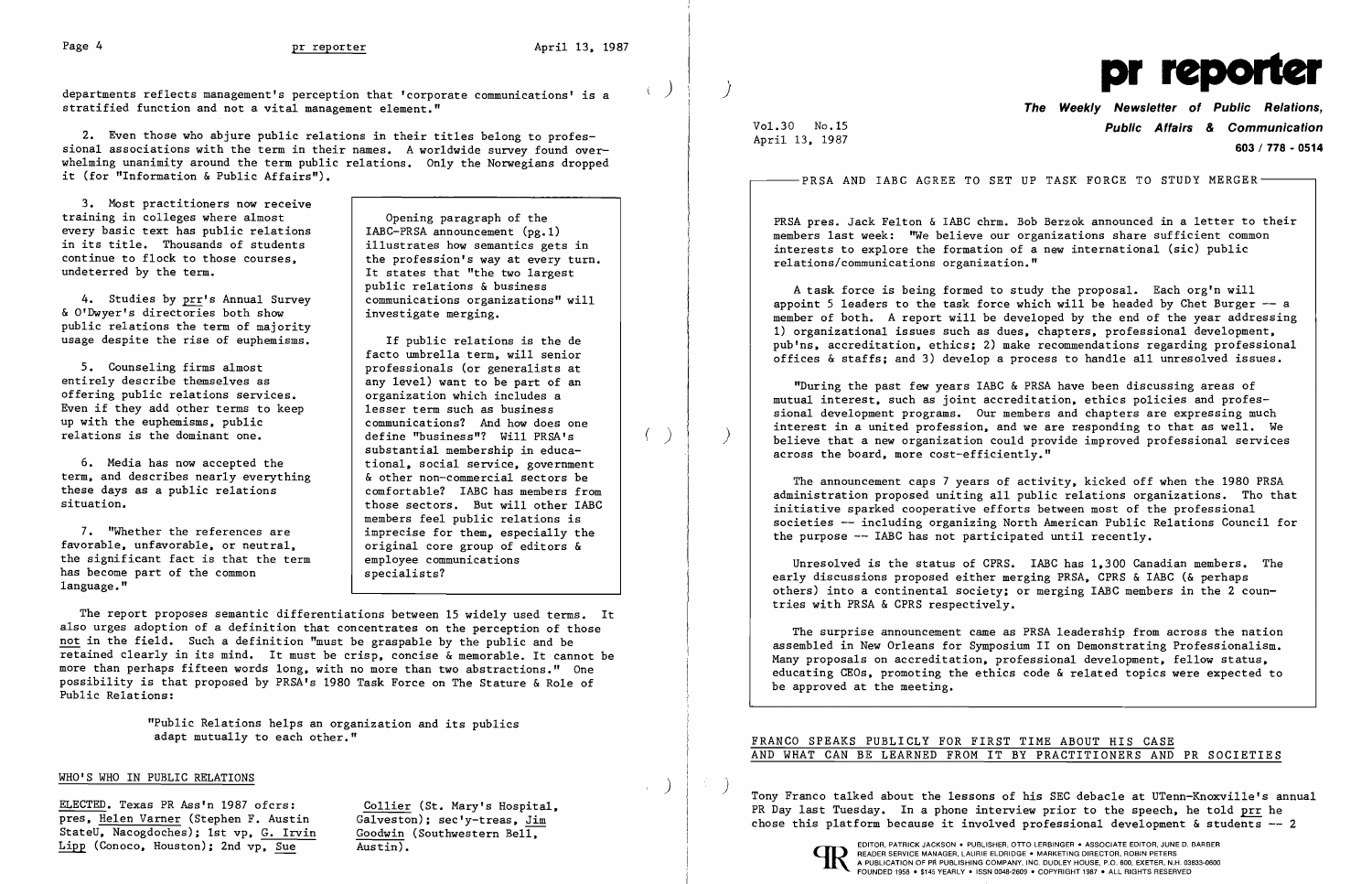departments reflects management's perception that 'corporate communications' is a stratified function and not a vital management element."

2. Even those who abjure public relations in their titles belong to professional associations with the term in their names. A worldwide survey found overwhelming unanimity around the term public relations. Only the Norwegians dropped it (for "Information & Public Affairs").

3. Most practitioners now receive training in colleges where almost every basic text has public relations in its title. Thousands of students continue to flock to those courses, undeterred by the term.

4. Studies by prr's Annual Survey & O'Dwyer's directories both show public relations the term of majority usage despite the rise of euphemisms.

5. Counseling firms almost entirely describe themselves as offering public relations services. Even if they add other terms to keep up with the euphemisms, public relations is the dominant one.

6. Media has now accepted the term, and describes nearly everything these days as a public relations situation.

7. "Whether the references are favorable, unfavorable, or neutral, the significant fact is that the term has become part of the common language."

> Opening paragraph of the IABC-PRSA announcement (pg.1) illustrates how semantics gets in the profession's way at every turn. It states that "the two largest public relations & business communications organizations" will investigate merging.
>
> If public relations is the de facto umbrella term, will senior professionals (or generalists at any level) want to be part of an organization which includes a lesser term such as business communications? And how does one define "business"? Will PRSA's substantial membership in educational, social service, government & other non-commercial sectors be comfortable? IABC has members from those sectors. But will other IABC members feel public relations is imprecise for them, especially the original core group of editors & employee communications specialists?

The report proposes semantic differentiations between 15 widely used terms. It also urges adoption of a definition that concentrates on the perception of those not in the field. Such a definition "must be graspable by the public and be retained clearly in its mind. It must be crisp, concise & memorable. It cannot be more than perhaps fifteen words long, with no more than two abstractions." One possibility is that proposed by PRSA's 1980 Task Force on The Stature & Role of Public Relations:

> "Public Relations helps an organization and its publics adapt mutually to each other."

## WHO'S WHO IN PUBLIC RELATIONS

ELECTED. Texas PR Ass'n 1987 ofcrs: pres, Helen Varner (Stephen F. Austin StateU, Nacogdoches); 1st vp, G. Irvin Lipp (Conoco, Houston); 2nd vp, Sue Collier (St. Mary's Hospital, Galveston); sec'y-treas, Jim Goodwin (Southwestern Bell, Austin).

# pr reporter

**The Weekly Newsletter of Public Relations, Public Affairs & Communication**

**603 / 778 - 0514**

Vol.30 No.15
April 13, 1987

## PRSA AND IABC AGREE TO SET UP TASK FORCE TO STUDY MERGER

PRSA pres. Jack Felton & IABC chrm. Bob Berzok announced in a letter to their members last week: "We believe our organizations share sufficient common interests to explore the formation of a new international (sic) public relations/communications organization."

A task force is being formed to study the proposal. Each org'n will appoint 5 leaders to the task force which will be headed by Chet Burger -- a member of both. A report will be developed by the end of the year addressing 1) organizational issues such as dues, chapters, professional development, pub'ns, accreditation, ethics; 2) make recommendations regarding professional offices & staffs; and 3) develop a process to handle all unresolved issues.

"During the past few years IABC & PRSA have been discussing areas of mutual interest, such as joint accreditation, ethics policies and professional development programs. Our members and chapters are expressing much interest in a united profession, and we are responding to that as well. We believe that a new organization could provide improved professional services across the board, more cost-efficiently."

The announcement caps 7 years of activity, kicked off when the 1980 PRSA administration proposed uniting all public relations organizations. Tho that initiative sparked cooperative efforts between most of the professional societies -- including organizing North American Public Relations Council for the purpose -- IABC has not participated until recently.

Unresolved is the status of CPRS. IABC has 1,300 Canadian members. The early discussions proposed either merging PRSA, CPRS & IABC (& perhaps others) into a continental society; or merging IABC members in the 2 countries with PRSA & CPRS respectively.

The surprise announcement came as PRSA leadership from across the nation assembled in New Orleans for Symposium II on Demonstrating Professionalism. Many proposals on accreditation, professional development, fellow status, educating CEOs, promoting the ethics code & related topics were expected to be approved at the meeting.

## FRANCO SPEAKS PUBLICLY FOR FIRST TIME ABOUT HIS CASE AND WHAT CAN BE LEARNED FROM IT BY PRACTITIONERS AND PR SOCIETIES

Tony Franco talked about the lessons of his SEC debacle at UTenn-Knoxville's annual PR Day last Tuesday. In a phone interview prior to the speech, he told prr he chose this platform because it involved professional development & students -- 2

EDITOR, PATRICK JACKSON • PUBLISHER, OTTO LERBINGER • ASSOCIATE EDITOR, JUNE D. BARBER
READER SERVICE MANAGER, LAURIE ELDRIDGE • MARKETING DIRECTOR, ROBIN PETERS
A PUBLICATION OF PR PUBLISHING COMPANY, INC. DUDLEY HOUSE, P.O. 600, EXETER, N.H. 03833-0600
FOUNDED 1958 • $145 YEARLY • ISSN 0048-2609 • COPYRIGHT 1987 • ALL RIGHTS RESERVED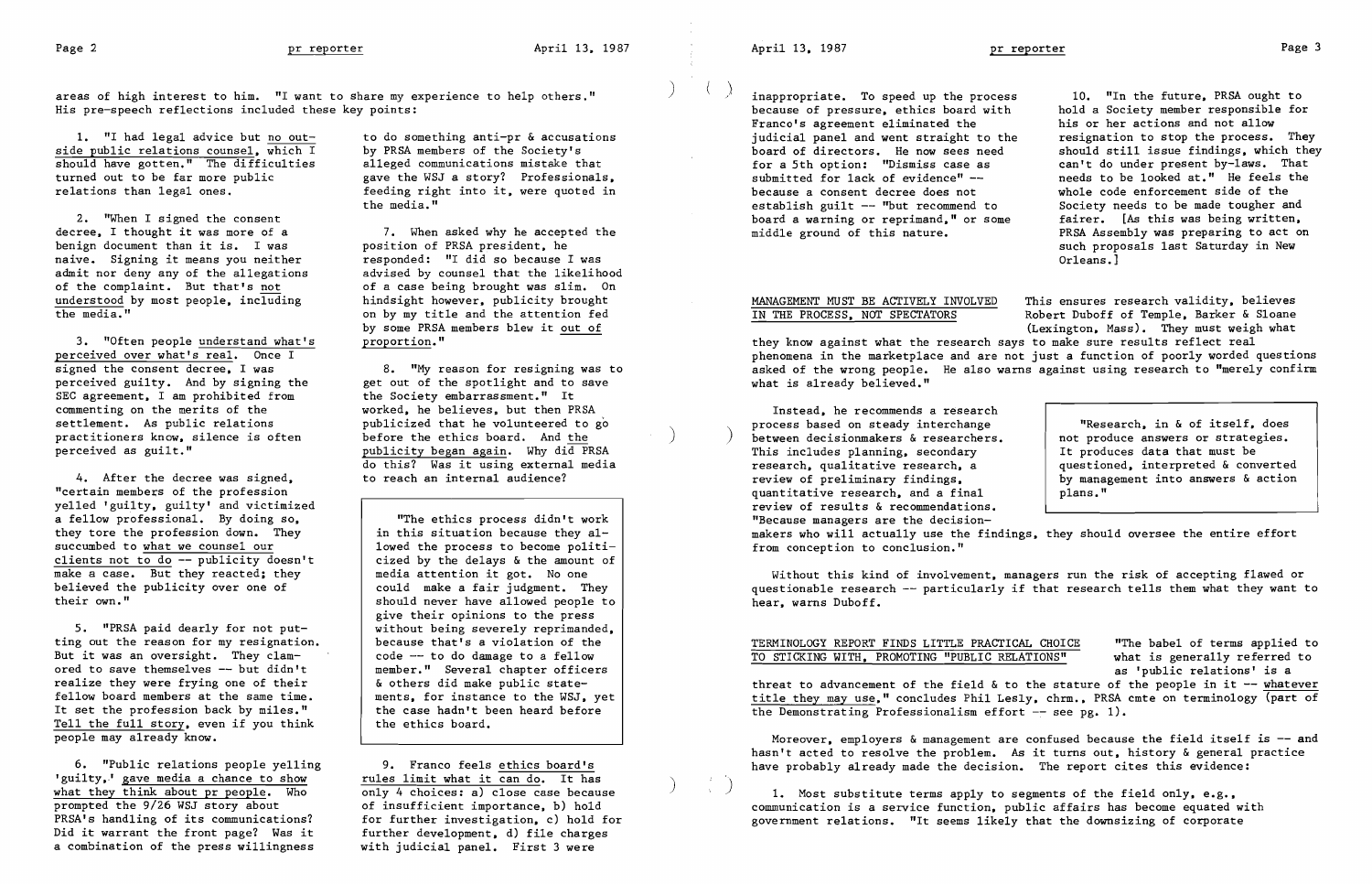areas of high interest to him. "I want to share my experience to help others." His pre-speech reflections included these key points:

1. "I had legal advice but no outside public relations counsel, which I should have gotten." The difficulties turned out to be far more public relations than legal ones.

2. "When I signed the consent decree, I thought it was more of a benign document than it is. I was naive. Signing it means you neither admit nor deny any of the allegations of the complaint. But that's not understood by most people, including the media."

3. "Often people understand what's perceived over what's real. Once I signed the consent decree, I was perceived guilty. And by signing the SEC agreement, I am prohibited from commenting on the merits of the settlement. As public relations practitioners know, silence is often perceived as guilt."

4. After the decree was signed, "certain members of the profession yelled 'guilty, guilty' and victimized a fellow professional. By doing so, they tore the profession down. They succumbed to what we counsel our clients not to do -- publicity doesn't make a case. But they reacted; they believed the publicity over one of their own."

5. "PRSA paid dearly for not putting out the reason for my resignation. But it was an oversight. They clamored to save themselves -- but didn't realize they were frying one of their fellow board members at the same time. It set the profession back by miles." Tell the full story, even if you think people may already know.

6. "Public relations people yelling 'guilty,' gave media a chance to show what they think about pr people. Who prompted the 9/26 WSJ story about PRSA's handling of its communications? Did it warrant the front page? Was it a combination of the press willingness to do something anti-pr & accusations by PRSA members of the Society's alleged communications mistake that gave the WSJ a story? Professionals, feeding right into it, were quoted in the media."

7. When asked why he accepted the position of PRSA president, he responded: "I did so because I was advised by counsel that the likelihood of a case being brought was slim. On hindsight however, publicity brought on by my title and the attention fed by some PRSA members blew it out of proportion."

8. "My reason for resigning was to get out of the spotlight and to save the Society embarrassment." It worked, he believes, but then PRSA publicized that he volunteered to go before the ethics board. And the publicity began again. Why did PRSA do this? Was it using external media to reach an internal audience?

> "The ethics process didn't work in this situation because they allowed the process to become politicized by the delays & the amount of media attention it got. No one could make a fair judgment. They should never have allowed people to give their opinions to the press without being severely reprimanded, because that's a violation of the code -- to do damage to a fellow member." Several chapter officers & others did make public statements, for instance to the WSJ, yet the case hadn't been heard before the ethics board.

9. Franco feels ethics board's rules limit what it can do. It has only 4 choices: a) close case because of insufficient importance, b) hold for further investigation, c) hold for further development, d) file charges with judicial panel. First 3 were inappropriate. To speed up the process because of pressure, ethics board with Franco's agreement eliminated the judicial panel and went straight to the board of directors. He now sees need for a 5th option: "Dismiss case as submitted for lack of evidence" -- because a consent decree does not establish guilt -- "but recommend to board a warning or reprimand," or some middle ground of this nature.

10. "In the future, PRSA ought to hold a Society member responsible for his or her actions and not allow resignation to stop the process. They should still issue findings, which they can't do under present by-laws. That needs to be looked at." He feels the whole code enforcement side of the Society needs to be made tougher and fairer. [As this was being written, PRSA Assembly was preparing to act on such proposals last Saturday in New Orleans.]

## MANAGEMENT MUST BE ACTIVELY INVOLVED IN THE PROCESS, NOT SPECTATORS

This ensures research validity, believes Robert Duboff of Temple, Barker & Sloane (Lexington, Mass). They must weigh what they know against what the research says to make sure results reflect real phenomena in the marketplace and are not just a function of poorly worded questions asked of the wrong people. He also warns against using research to "merely confirm what is already believed."

Instead, he recommends a research process based on steady interchange between decisionmakers & researchers. This includes planning, secondary research, qualitative research, a review of preliminary findings, quantitative research, and a final review of results & recommendations. "Because managers are the decision-makers who will actually use the findings, they should oversee the entire effort from conception to conclusion."

> "Research, in & of itself, does not produce answers or strategies. It produces data that must be questioned, interpreted & converted by management into answers & action plans."

Without this kind of involvement, managers run the risk of accepting flawed or questionable research -- particularly if that research tells them what they want to hear, warns Duboff.

## TERMINOLOGY REPORT FINDS LITTLE PRACTICAL CHOICE TO STICKING WITH, PROMOTING "PUBLIC RELATIONS"

"The babel of terms applied to what is generally referred to as 'public relations' is a threat to advancement of the field & to the stature of the people in it -- whatever title they may use," concludes Phil Lesly, chrm., PRSA cmte on terminology (part of the Demonstrating Professionalism effort -- see pg. 1).

Moreover, employers & management are confused because the field itself is -- and hasn't acted to resolve the problem. As it turns out, history & general practice have probably already made the decision. The report cites this evidence:

1. Most substitute terms apply to segments of the field only, e.g., communication is a service function, public affairs has become equated with government relations. "It seems likely that the downsizing of corporate